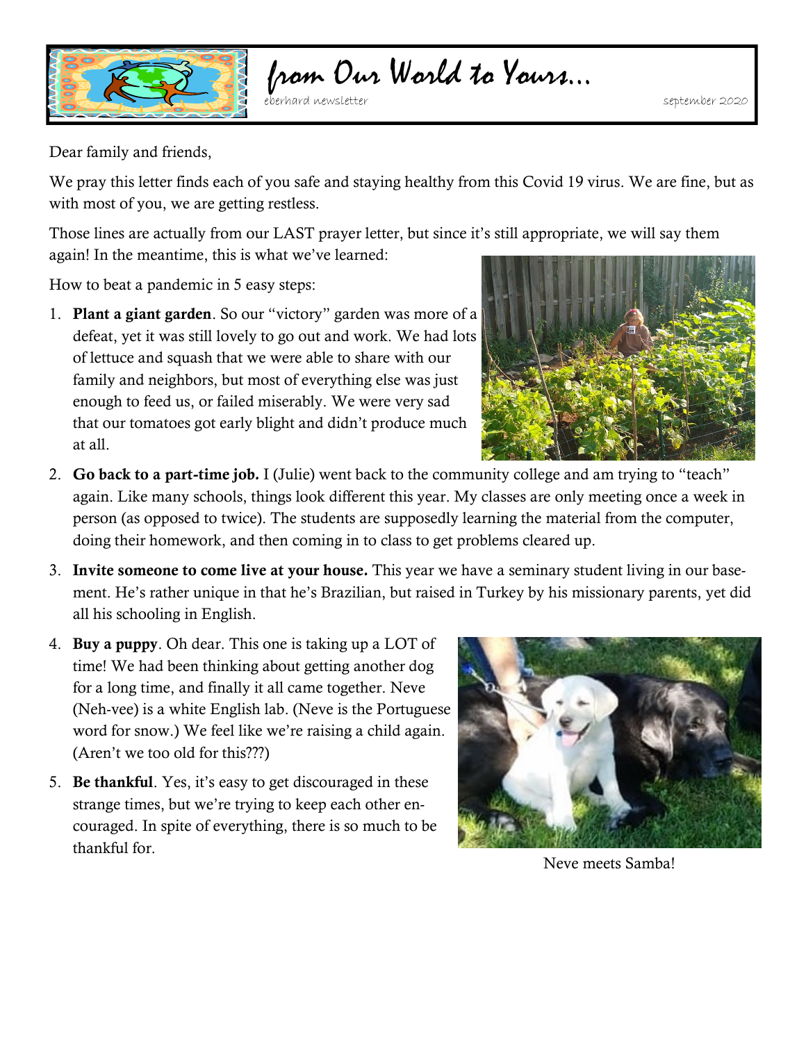# from Our World to Yours...

eberhard newsletter

september 2020

Dear family and friends,

We pray this letter finds each of you safe and staying healthy from this Covid 19 virus. We are fine, but as with most of you, we are getting restless.

Those lines are actually from our LAST prayer letter, but since it's still appropriate, we will say them again! In the meantime, this is what we've learned:

How to beat a pandemic in 5 easy steps:

1. **Plant a giant garden**. So our "victory" garden was more of a defeat, yet it was still lovely to go out and work. We had lots of lettuce and squash that we were able to share with our family and neighbors, but most of everything else was just enough to feed us, or failed miserably. We were very sad that our tomatoes got early blight and didn't produce much at all.
2. **Go back to a part-time job.** I (Julie) went back to the community college and am trying to "teach" again. Like many schools, things look different this year. My classes are only meeting once a week in person (as opposed to twice). The students are supposedly learning the material from the computer, doing their homework, and then coming in to class to get problems cleared up.
3. **Invite someone to come live at your house.** This year we have a seminary student living in our basement. He's rather unique in that he's Brazilian, but raised in Turkey by his missionary parents, yet did all his schooling in English.
4. **Buy a puppy**. Oh dear. This one is taking up a LOT of time! We had been thinking about getting another dog for a long time, and finally it all came together. Neve (Neh-vee) is a white English lab. (Neve is the Portuguese word for snow.) We feel like we're raising a child again. (Aren't we too old for this???)
5. **Be thankful**. Yes, it's easy to get discouraged in these strange times, but we're trying to keep each other encouraged. In spite of everything, there is so much to be thankful for.

Neve meets Samba!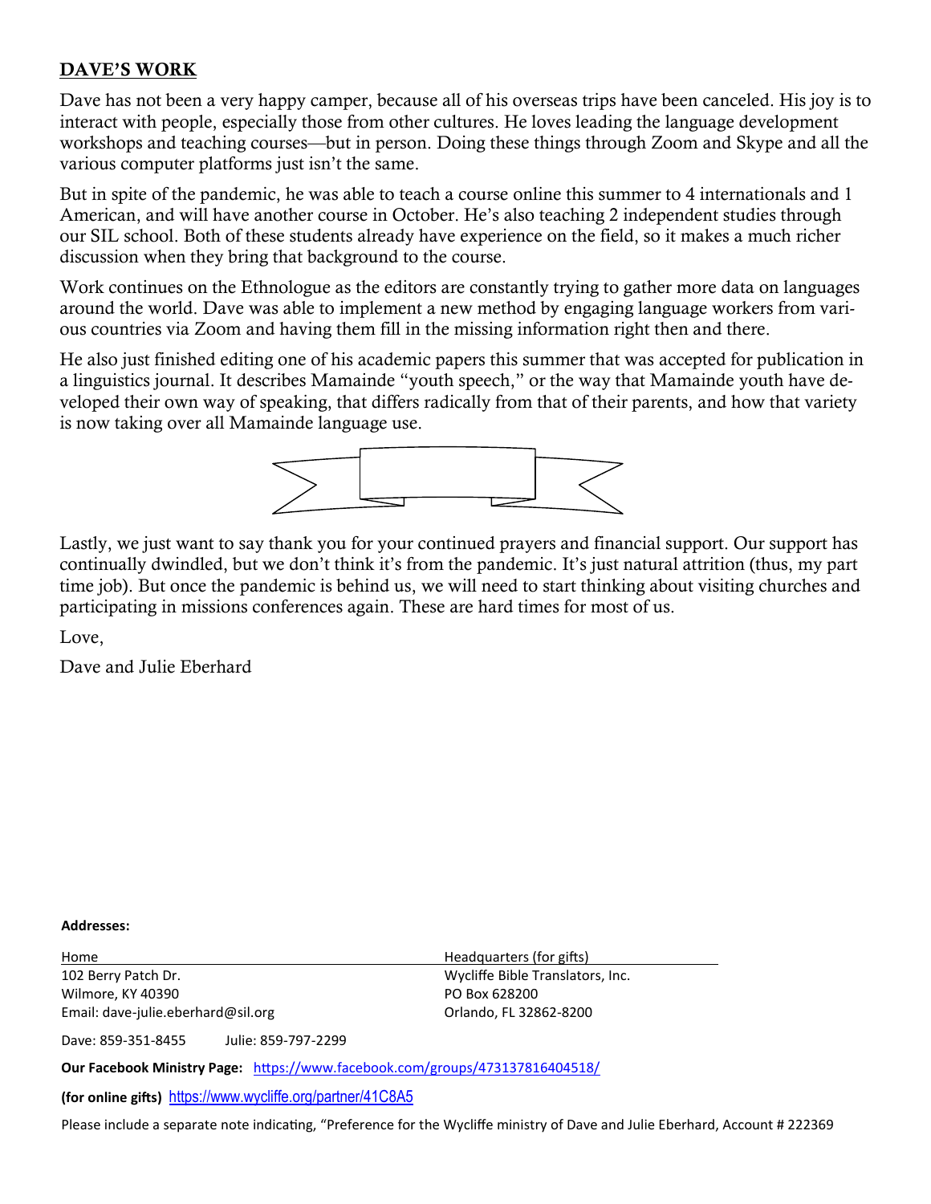## DAVE'S WORK

Dave has not been a very happy camper, because all of his overseas trips have been canceled. His joy is to interact with people, especially those from other cultures. He loves leading the language development workshops and teaching courses—but in person. Doing these things through Zoom and Skype and all the various computer platforms just isn't the same.

But in spite of the pandemic, he was able to teach a course online this summer to 4 internationals and 1 American, and will have another course in October. He's also teaching 2 independent studies through our SIL school. Both of these students already have experience on the field, so it makes a much richer discussion when they bring that background to the course.

Work continues on the Ethnologue as the editors are constantly trying to gather more data on languages around the world. Dave was able to implement a new method by engaging language workers from various countries via Zoom and having them fill in the missing information right then and there.

He also just finished editing one of his academic papers this summer that was accepted for publication in a linguistics journal. It describes Mamainde "youth speech," or the way that Mamainde youth have developed their own way of speaking, that differs radically from that of their parents, and how that variety is now taking over all Mamainde language use.

Lastly, we just want to say thank you for your continued prayers and financial support. Our support has continually dwindled, but we don't think it's from the pandemic. It's just natural attrition (thus, my part time job). But once the pandemic is behind us, we will need to start thinking about visiting churches and participating in missions conferences again. These are hard times for most of us.

Love,

Dave and Julie Eberhard

**Addresses:**

| Home | Headquarters (for gifts) |
|---|---|
| 102 Berry Patch Dr. | Wycliffe Bible Translators, Inc. |
| Wilmore, KY 40390 | PO Box 628200 |
| Email: dave-julie.eberhard@sil.org | Orlando, FL 32862-8200 |

Dave: 859-351-8455 Julie: 859-797-2299

**Our Facebook Ministry Page:** https://www.facebook.com/groups/473137816404518/

**(for online gifts)** https://www.wycliffe.org/partner/41C8A5

Please include a separate note indicating, "Preference for the Wycliffe ministry of Dave and Julie Eberhard, Account # 222369